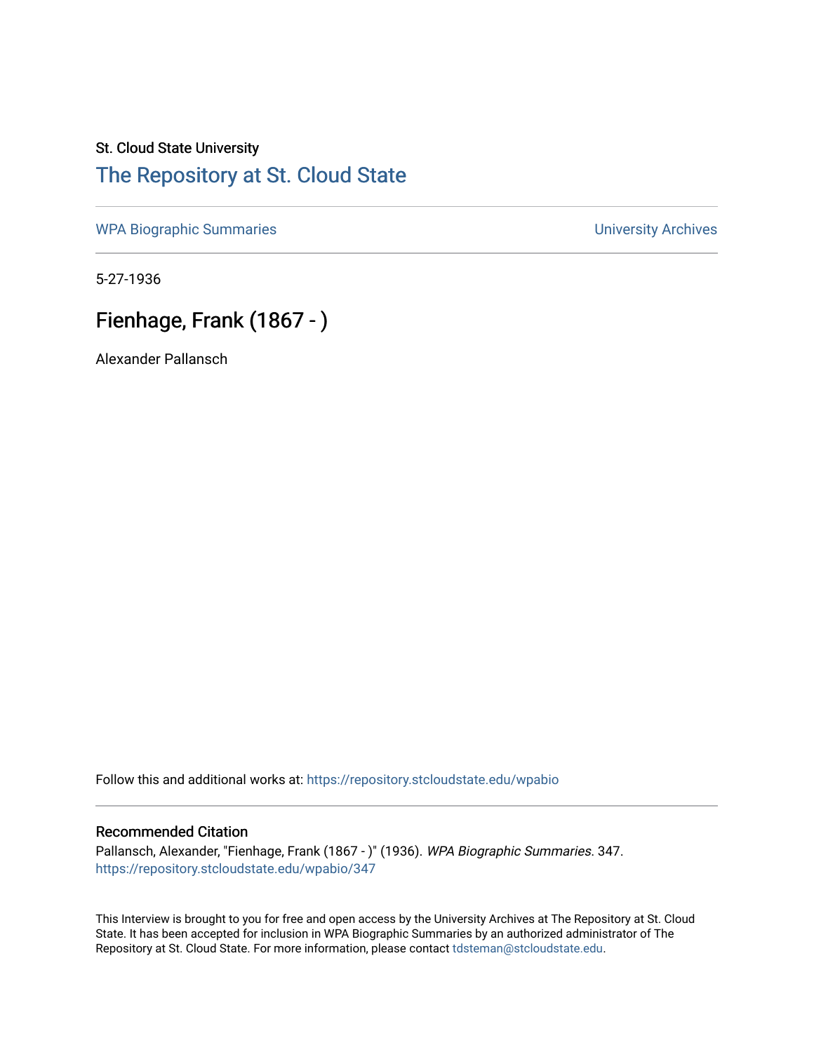St. Cloud State University

# The Repository at St. Cloud State

WPA Biographic Summaries

University Archives

5-27-1936

## Fienhage, Frank (1867 - )

Alexander Pallansch

Follow this and additional works at: https://repository.stcloudstate.edu/wpabio

### Recommended Citation

Pallansch, Alexander, "Fienhage, Frank (1867 - )" (1936). *WPA Biographic Summaries*. 347.
https://repository.stcloudstate.edu/wpabio/347

This Interview is brought to you for free and open access by the University Archives at The Repository at St. Cloud State. It has been accepted for inclusion in WPA Biographic Summaries by an authorized administrator of The Repository at St. Cloud State. For more information, please contact tdsteman@stcloudstate.edu.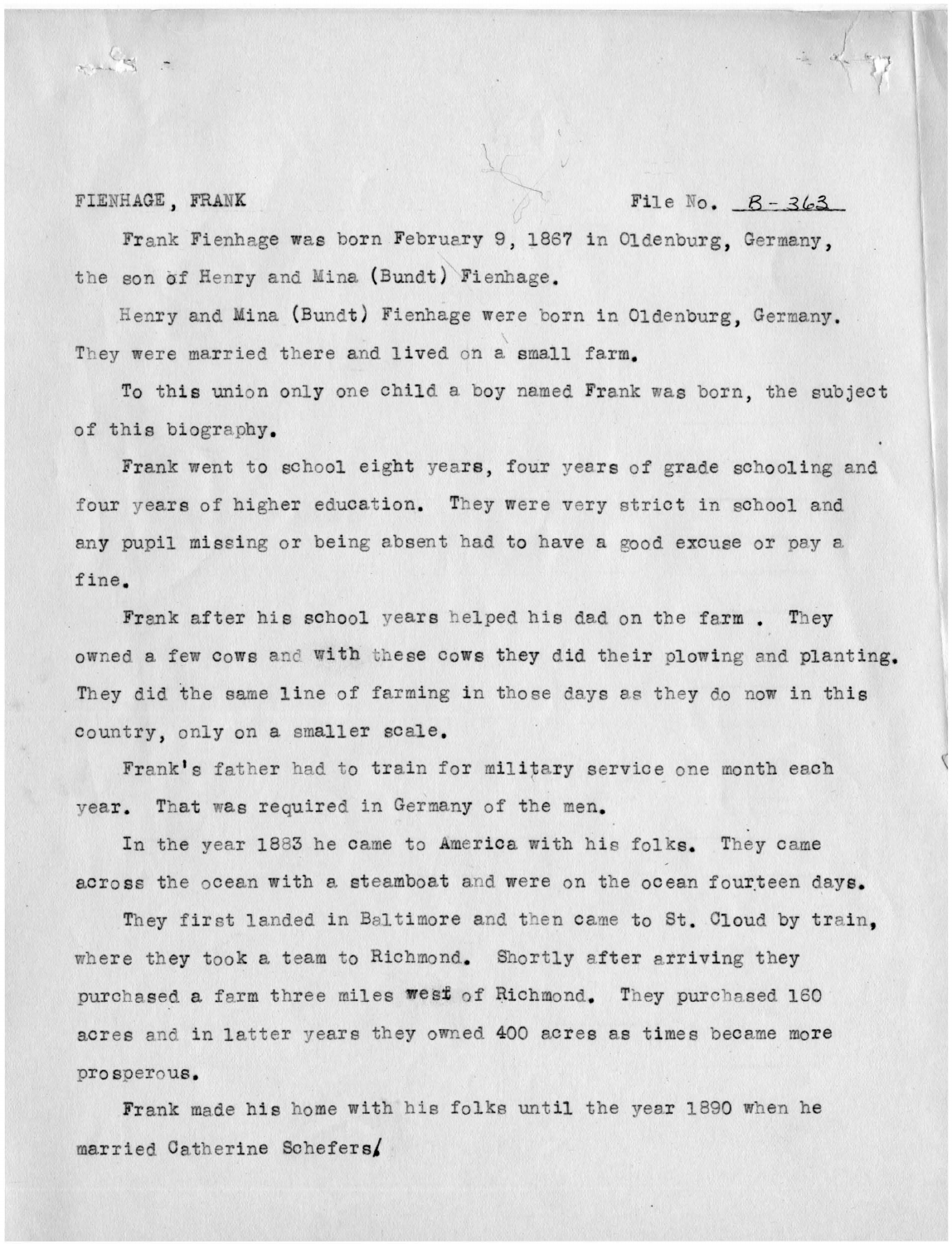FIENHAGE, FRANK File No. B-363

Frank Fienhage was born February 9, 1867 in Oldenburg, Germany, the son of Henry and Mina (Bundt) Fienhage.

Henry and Mina (Bundt) Fienhage were born in Oldenburg, Germany. They were married there and lived on a small farm.

To this union only one child a boy named Frank was born, the subject of this biography.

Frank went to school eight years, four years of grade schooling and four years of higher education. They were very strict in school and any pupil missing or being absent had to have a good excuse or pay a fine.

Frank after his school years helped his dad on the farm . They owned a few cows and with these cows they did their plowing and planting. They did the same line of farming in those days as they do now in this country, only on a smaller scale.

Frank's father had to train for military service one month each year. That was required in Germany of the men.

In the year 1883 he came to America with his folks. They came across the ocean with a steamboat and were on the ocean fourteen days.

They first landed in Baltimore and then came to St. Cloud by train, where they took a team to Richmond. Shortly after arriving they purchased a farm three miles west of Richmond. They purchased 160 acres and in latter years they owned 400 acres as times became more prosperous.

Frank made his home with his folks until the year 1890 when he married Catherine Schefers/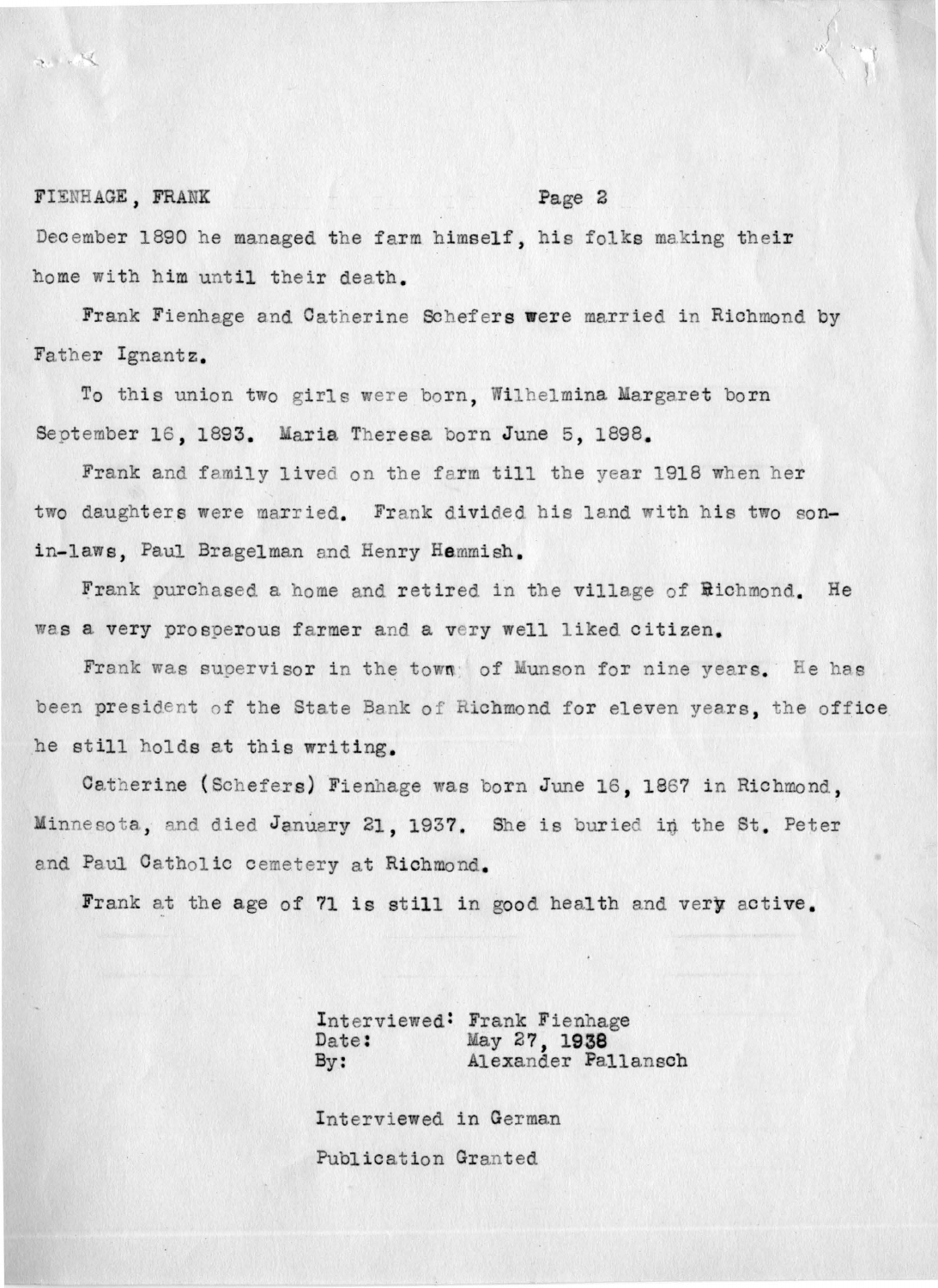December 1890 he managed the farm himself, his folks making their home with him until their death.

Frank Fienhage and Catherine Schefers were married in Richmond by Father Ignantz.

To this union two girls were born, Wilhelmina Margaret born September 16, 1893. Maria Theresa born June 5, 1898.

Frank and family lived on the farm till the year 1918 when her two daughters were married. Frank divided his land with his two son-in-laws, Paul Bragelman and Henry Hemmish.

Frank purchased a home and retired in the village of Richmond. He was a very prosperous farmer and a very well liked citizen.

Frank was supervisor in the town of Munson for nine years. He has been president of the State Bank of Richmond for eleven years, the office he still holds at this writing.

Catherine (Schefers) Fienhage was born June 16, 1867 in Richmond, Minnesota, and died January 21, 1937. She is buried in the St. Peter and Paul Catholic cemetery at Richmond.

Frank at the age of 71 is still in good health and very active.

Interviewed: Frank Fienhage
Date: May 27, 1938
By: Alexander Pallansch

Interviewed in German

Publication Granted